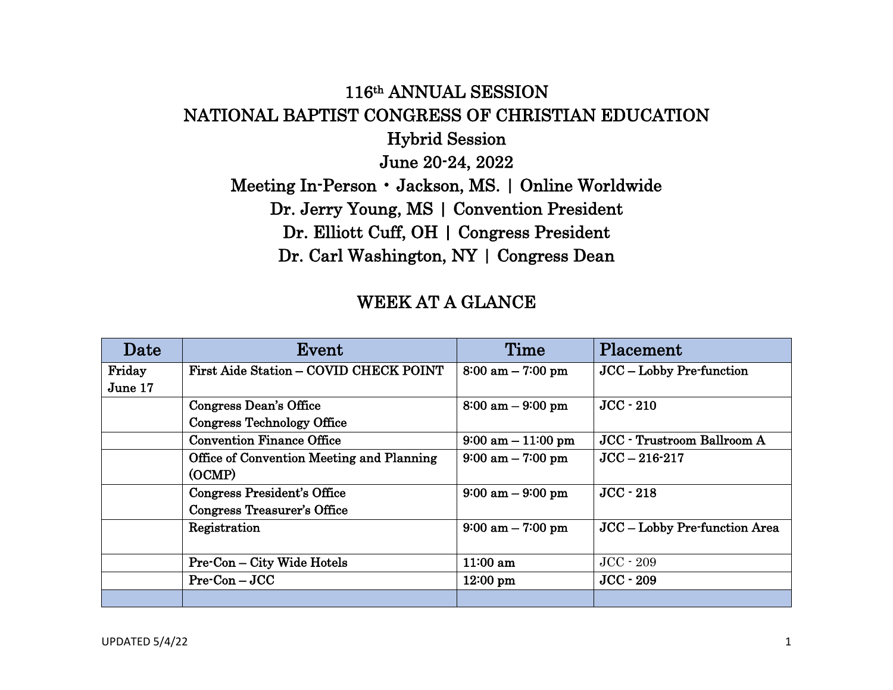# 116th ANNUAL SESSION

# NATIONAL BAPTIST CONGRESS OF CHRISTIAN EDUCATION

## Hybrid Session

## June 20-24, 2022

## Meeting In-Person • Jackson, MS. | Online Worldwide

## Dr. Jerry Young, MS | Convention President

## Dr. Elliott Cuff, OH | Congress President

## Dr. Carl Washington, NY | Congress Dean

## WEEK AT A GLANCE

| Date | Event | Time | Placement |
|---|---|---|---|
| Friday June 17 | First Aide Station – COVID CHECK POINT | 8:00 am – 7:00 pm | JCC – Lobby Pre-function |
| | Congress Dean's Office<br>Congress Technology Office | 8:00 am – 9:00 pm | JCC - 210 |
| | Convention Finance Office | 9:00 am – 11:00 pm | JCC - Trustroom Ballroom A |
| | Office of Convention Meeting and Planning (OCMP) | 9:00 am – 7:00 pm | JCC – 216-217 |
| | Congress President's Office<br>Congress Treasurer's Office | 9:00 am – 9:00 pm | JCC - 218 |
| | Registration | 9:00 am – 7:00 pm | JCC – Lobby Pre-function Area |
| | Pre-Con – City Wide Hotels | 11:00 am | JCC - 209 |
| | Pre-Con – JCC | 12:00 pm | JCC - 209 |
| | | | |

UPDATED 5/4/22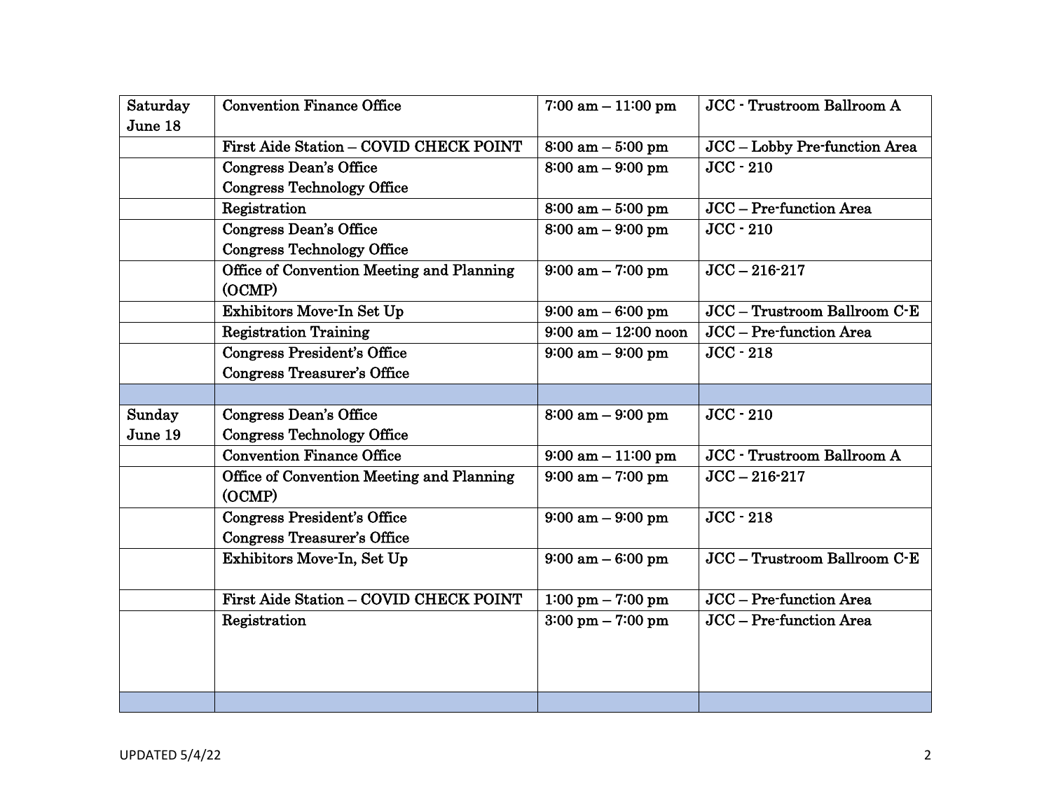| Saturday June 18 | Convention Finance Office | 7:00 am – 11:00 pm | JCC - Trustroom Ballroom A |
|---|---|---|---|
| | First Aide Station – COVID CHECK POINT | 8:00 am – 5:00 pm | JCC – Lobby Pre-function Area |
| | Congress Dean's Office<br>Congress Technology Office | 8:00 am – 9:00 pm | JCC - 210 |
| | Registration | 8:00 am – 5:00 pm | JCC – Pre-function Area |
| | Congress Dean's Office<br>Congress Technology Office | 8:00 am – 9:00 pm | JCC - 210 |
| | Office of Convention Meeting and Planning (OCMP) | 9:00 am – 7:00 pm | JCC – 216-217 |
| | Exhibitors Move-In Set Up | 9:00 am – 6:00 pm | JCC – Trustroom Ballroom C-E |
| | Registration Training | 9:00 am – 12:00 noon | JCC – Pre-function Area |
| | Congress President's Office<br>Congress Treasurer's Office | 9:00 am – 9:00 pm | JCC - 218 |
| | | | |
| Sunday June 19 | Congress Dean's Office<br>Congress Technology Office | 8:00 am – 9:00 pm | JCC - 210 |
| | Convention Finance Office | 9:00 am – 11:00 pm | JCC - Trustroom Ballroom A |
| | Office of Convention Meeting and Planning (OCMP) | 9:00 am – 7:00 pm | JCC – 216-217 |
| | Congress President's Office<br>Congress Treasurer's Office | 9:00 am – 9:00 pm | JCC - 218 |
| | Exhibitors Move-In, Set Up | 9:00 am – 6:00 pm | JCC – Trustroom Ballroom C-E |
| | First Aide Station – COVID CHECK POINT | 1:00 pm – 7:00 pm | JCC – Pre-function Area |
| | Registration | 3:00 pm – 7:00 pm | JCC – Pre-function Area |
| | | | |

UPDATED 5/4/22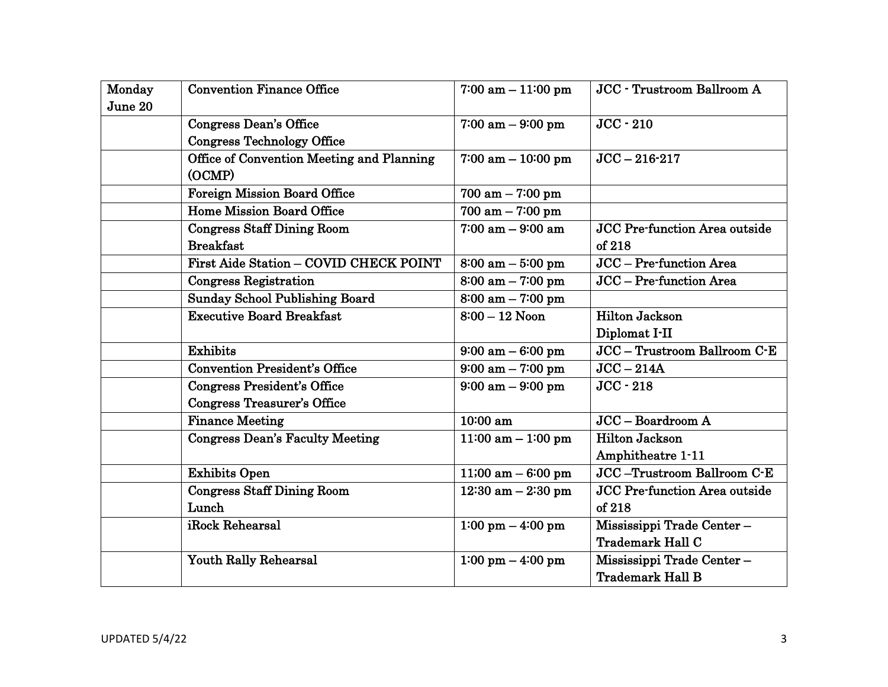| Monday June 20 | Convention Finance Office | 7:00 am – 11:00 pm | JCC - Trustroom Ballroom A |
|---|---|---|---|
| | Congress Dean's Office<br>Congress Technology Office | 7:00 am – 9:00 pm | JCC - 210 |
| | Office of Convention Meeting and Planning (OCMP) | 7:00 am – 10:00 pm | JCC – 216-217 |
| | Foreign Mission Board Office | 700 am – 7:00 pm | |
| | Home Mission Board Office | 700 am – 7:00 pm | |
| | Congress Staff Dining Room<br>Breakfast | 7:00 am – 9:00 am | JCC Pre-function Area outside of 218 |
| | First Aide Station – COVID CHECK POINT | 8:00 am – 5:00 pm | JCC – Pre-function Area |
| | Congress Registration | 8:00 am – 7:00 pm | JCC – Pre-function Area |
| | Sunday School Publishing Board | 8:00 am – 7:00 pm | |
| | Executive Board Breakfast | 8:00 – 12 Noon | Hilton Jackson<br>Diplomat I-II |
| | Exhibits | 9:00 am – 6:00 pm | JCC – Trustroom Ballroom C-E |
| | Convention President's Office | 9:00 am – 7:00 pm | JCC – 214A |
| | Congress President's Office<br>Congress Treasurer's Office | 9:00 am – 9:00 pm | JCC - 218 |
| | Finance Meeting | 10:00 am | JCC – Boardroom A |
| | Congress Dean's Faculty Meeting | 11:00 am – 1:00 pm | Hilton Jackson<br>Amphitheatre 1-11 |
| | Exhibits Open | 11;00 am – 6:00 pm | JCC –Trustroom Ballroom C-E |
| | Congress Staff Dining Room<br>Lunch | 12:30 am – 2:30 pm | JCC Pre-function Area outside of 218 |
| | iRock Rehearsal | 1:00 pm – 4:00 pm | Mississippi Trade Center – Trademark Hall C |
| | Youth Rally Rehearsal | 1:00 pm – 4:00 pm | Mississippi Trade Center – Trademark Hall B |

UPDATED 5/4/22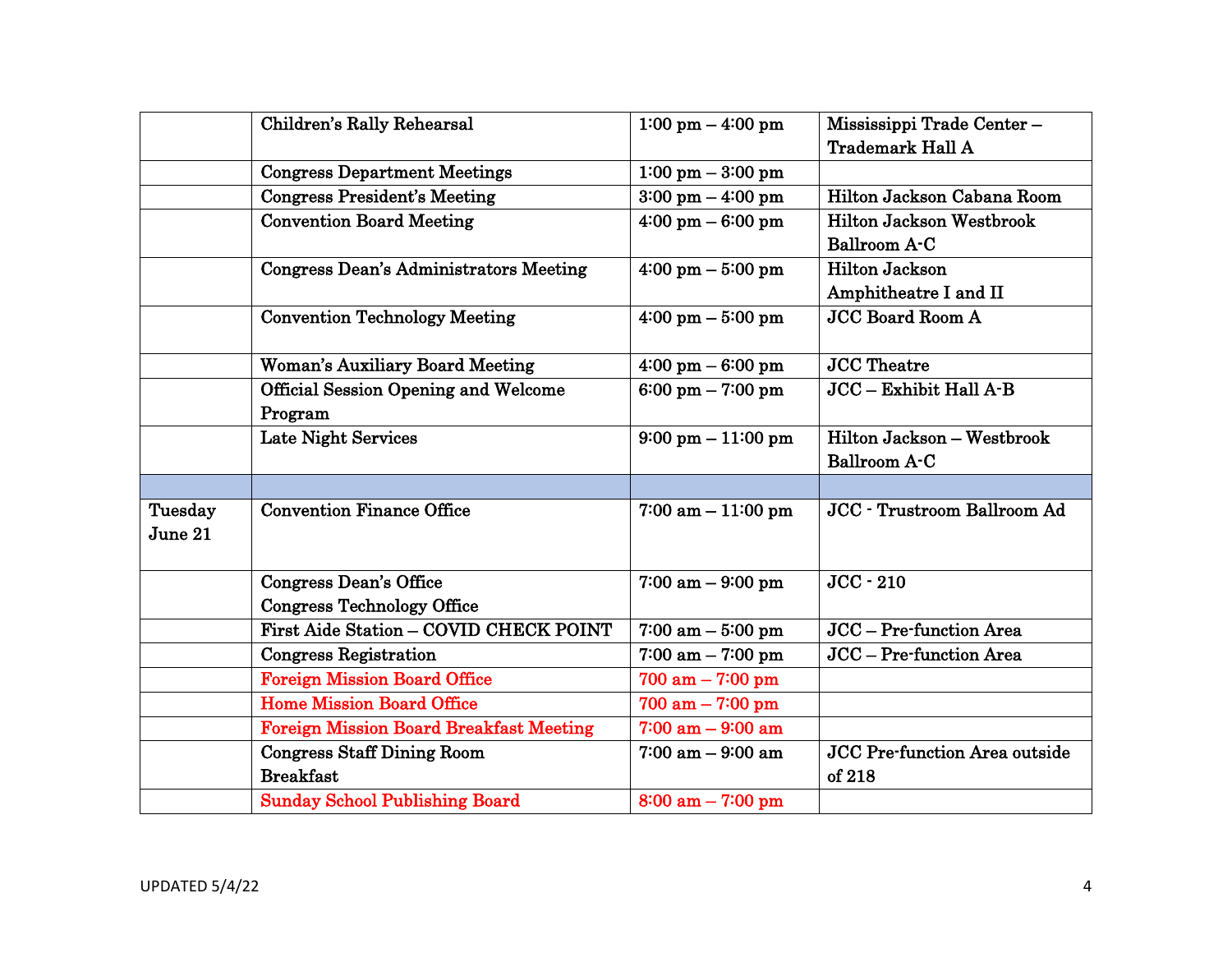| | | | |
|---|---|---|---|
| | Children's Rally Rehearsal | 1:00 pm – 4:00 pm | Mississippi Trade Center – Trademark Hall A |
| | Congress Department Meetings | 1:00 pm – 3:00 pm | |
| | Congress President's Meeting | 3:00 pm – 4:00 pm | Hilton Jackson Cabana Room |
| | Convention Board Meeting | 4:00 pm – 6:00 pm | Hilton Jackson Westbrook Ballroom A-C |
| | Congress Dean's Administrators Meeting | 4:00 pm – 5:00 pm | Hilton Jackson Amphitheatre I and II |
| | Convention Technology Meeting | 4:00 pm – 5:00 pm | JCC Board Room A |
| | Woman's Auxiliary Board Meeting | 4:00 pm – 6:00 pm | JCC Theatre |
| | Official Session Opening and Welcome Program | 6:00 pm – 7:00 pm | JCC – Exhibit Hall A-B |
| | Late Night Services | 9:00 pm – 11:00 pm | Hilton Jackson – Westbrook Ballroom A-C |
| | | | |
| Tuesday June 21 | Convention Finance Office | 7:00 am – 11:00 pm | JCC - Trustroom Ballroom Ad |
| | Congress Dean's Office<br>Congress Technology Office | 7:00 am – 9:00 pm | JCC - 210 |
| | First Aide Station – COVID CHECK POINT | 7:00 am – 5:00 pm | JCC – Pre-function Area |
| | Congress Registration | 7:00 am – 7:00 pm | JCC – Pre-function Area |
| | Foreign Mission Board Office | 700 am – 7:00 pm | |
| | Home Mission Board Office | 700 am – 7:00 pm | |
| | Foreign Mission Board Breakfast Meeting | 7:00 am – 9:00 am | |
| | Congress Staff Dining Room Breakfast | 7:00 am – 9:00 am | JCC Pre-function Area outside of 218 |
| | Sunday School Publishing Board | 8:00 am – 7:00 pm | |

UPDATED 5/4/22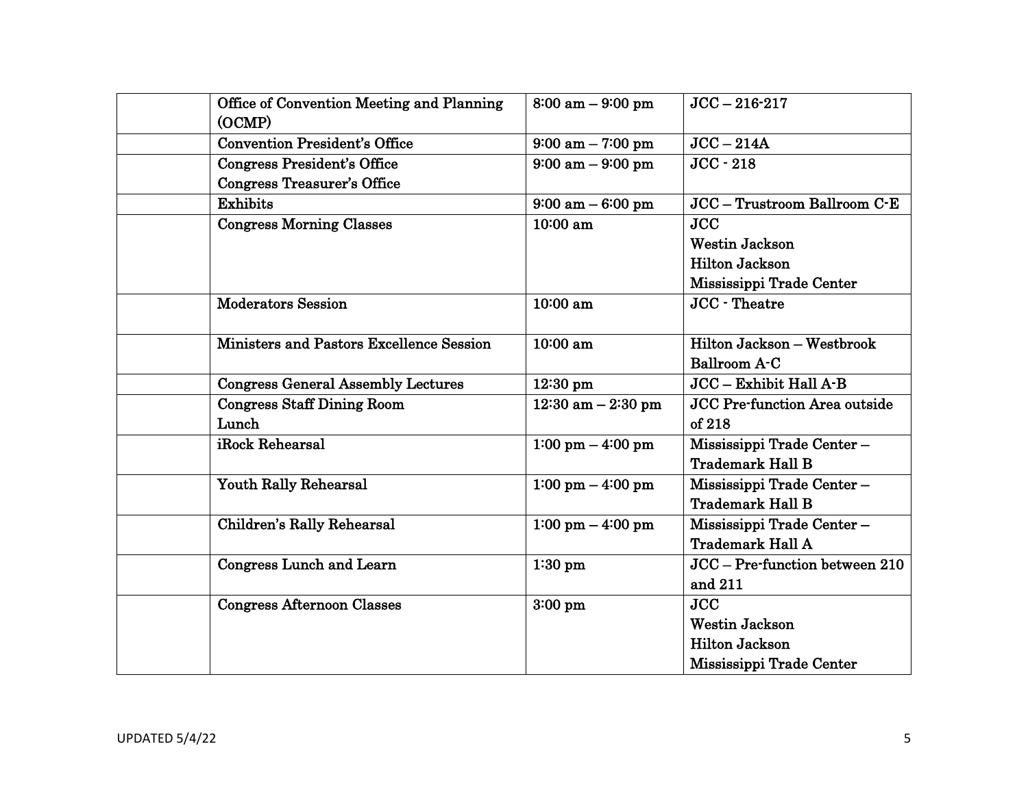| | | | |
|---|---|---|---|
| | Office of Convention Meeting and Planning (OCMP) | 8:00 am – 9:00 pm | JCC – 216-217 |
| | Convention President's Office | 9:00 am – 7:00 pm | JCC – 214A |
| | Congress President's Office<br>Congress Treasurer's Office | 9:00 am – 9:00 pm | JCC - 218 |
| | Exhibits | 9:00 am – 6:00 pm | JCC – Trustroom Ballroom C-E |
| | Congress Morning Classes | 10:00 am | JCC<br>Westin Jackson<br>Hilton Jackson<br>Mississippi Trade Center |
| | Moderators Session | 10:00 am | JCC - Theatre |
| | Ministers and Pastors Excellence Session | 10:00 am | Hilton Jackson – Westbrook Ballroom A-C |
| | Congress General Assembly Lectures | 12:30 pm | JCC – Exhibit Hall A-B |
| | Congress Staff Dining Room<br>Lunch | 12:30 am – 2:30 pm | JCC Pre-function Area outside of 218 |
| | iRock Rehearsal | 1:00 pm – 4:00 pm | Mississippi Trade Center – Trademark Hall B |
| | Youth Rally Rehearsal | 1:00 pm – 4:00 pm | Mississippi Trade Center – Trademark Hall B |
| | Children's Rally Rehearsal | 1:00 pm – 4:00 pm | Mississippi Trade Center – Trademark Hall A |
| | Congress Lunch and Learn | 1:30 pm | JCC – Pre-function between 210 and 211 |
| | Congress Afternoon Classes | 3:00 pm | JCC<br>Westin Jackson<br>Hilton Jackson<br>Mississippi Trade Center |

UPDATED 5/4/22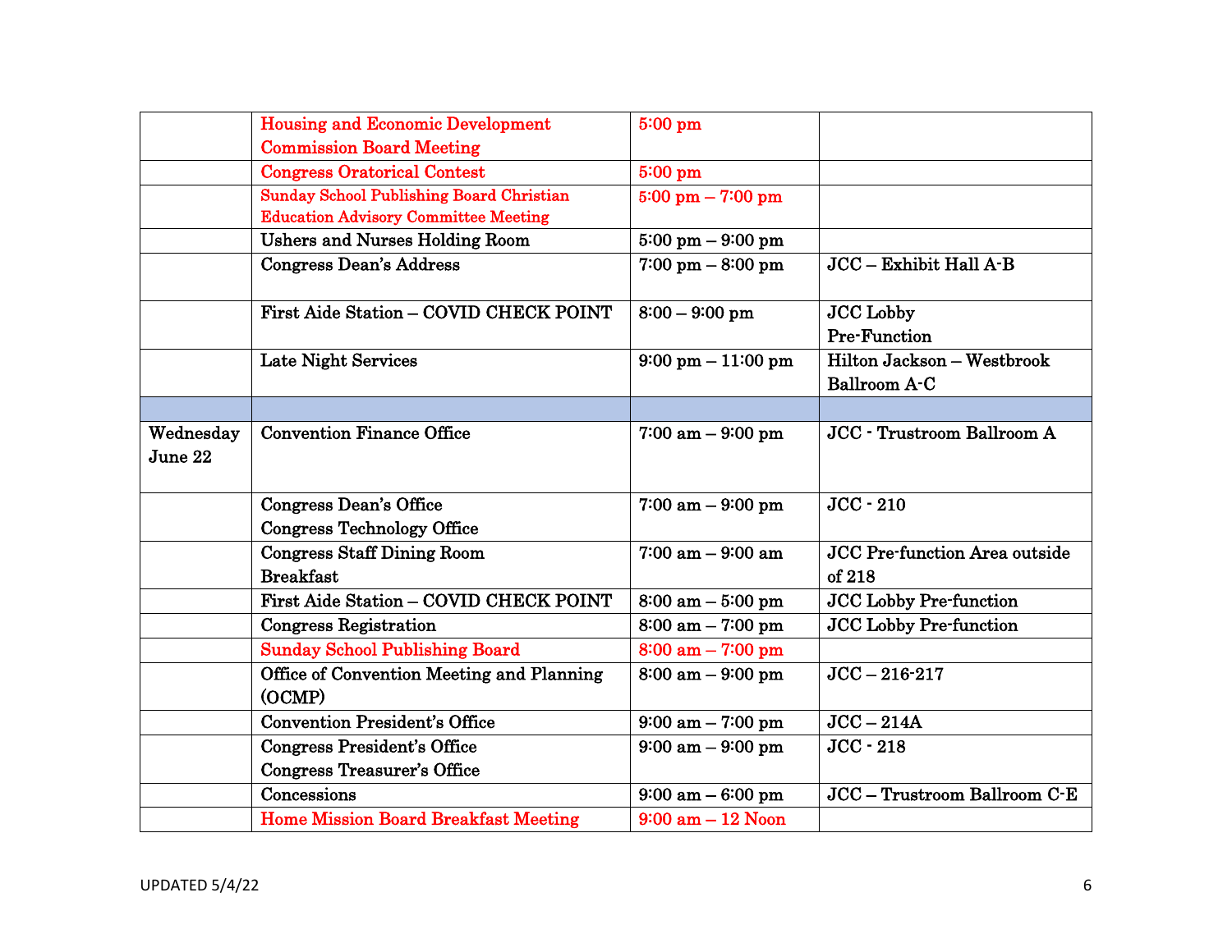| | | | |
|---|---|---|---|
| | Housing and Economic Development Commission Board Meeting | 5:00 pm | |
| | Congress Oratorical Contest | 5:00 pm | |
| | Sunday School Publishing Board Christian Education Advisory Committee Meeting | 5:00 pm – 7:00 pm | |
| | Ushers and Nurses Holding Room | 5:00 pm – 9:00 pm | |
| | Congress Dean's Address | 7:00 pm – 8:00 pm | JCC – Exhibit Hall A-B |
| | First Aide Station – COVID CHECK POINT | 8:00 – 9:00 pm | JCC Lobby Pre-Function |
| | Late Night Services | 9:00 pm – 11:00 pm | Hilton Jackson – Westbrook Ballroom A-C |
| | | | |
| Wednesday June 22 | Convention Finance Office | 7:00 am – 9:00 pm | JCC - Trustroom Ballroom A |
| | Congress Dean's Office<br>Congress Technology Office | 7:00 am – 9:00 pm | JCC - 210 |
| | Congress Staff Dining Room<br>Breakfast | 7:00 am – 9:00 am | JCC Pre-function Area outside of 218 |
| | First Aide Station – COVID CHECK POINT | 8:00 am – 5:00 pm | JCC Lobby Pre-function |
| | Congress Registration | 8:00 am – 7:00 pm | JCC Lobby Pre-function |
| | Sunday School Publishing Board | 8:00 am – 7:00 pm | |
| | Office of Convention Meeting and Planning (OCMP) | 8:00 am – 9:00 pm | JCC – 216-217 |
| | Convention President's Office | 9:00 am – 7:00 pm | JCC – 214A |
| | Congress President's Office<br>Congress Treasurer's Office | 9:00 am – 9:00 pm | JCC - 218 |
| | Concessions | 9:00 am – 6:00 pm | JCC – Trustroom Ballroom C-E |
| | Home Mission Board Breakfast Meeting | 9:00 am – 12 Noon | |

UPDATED 5/4/22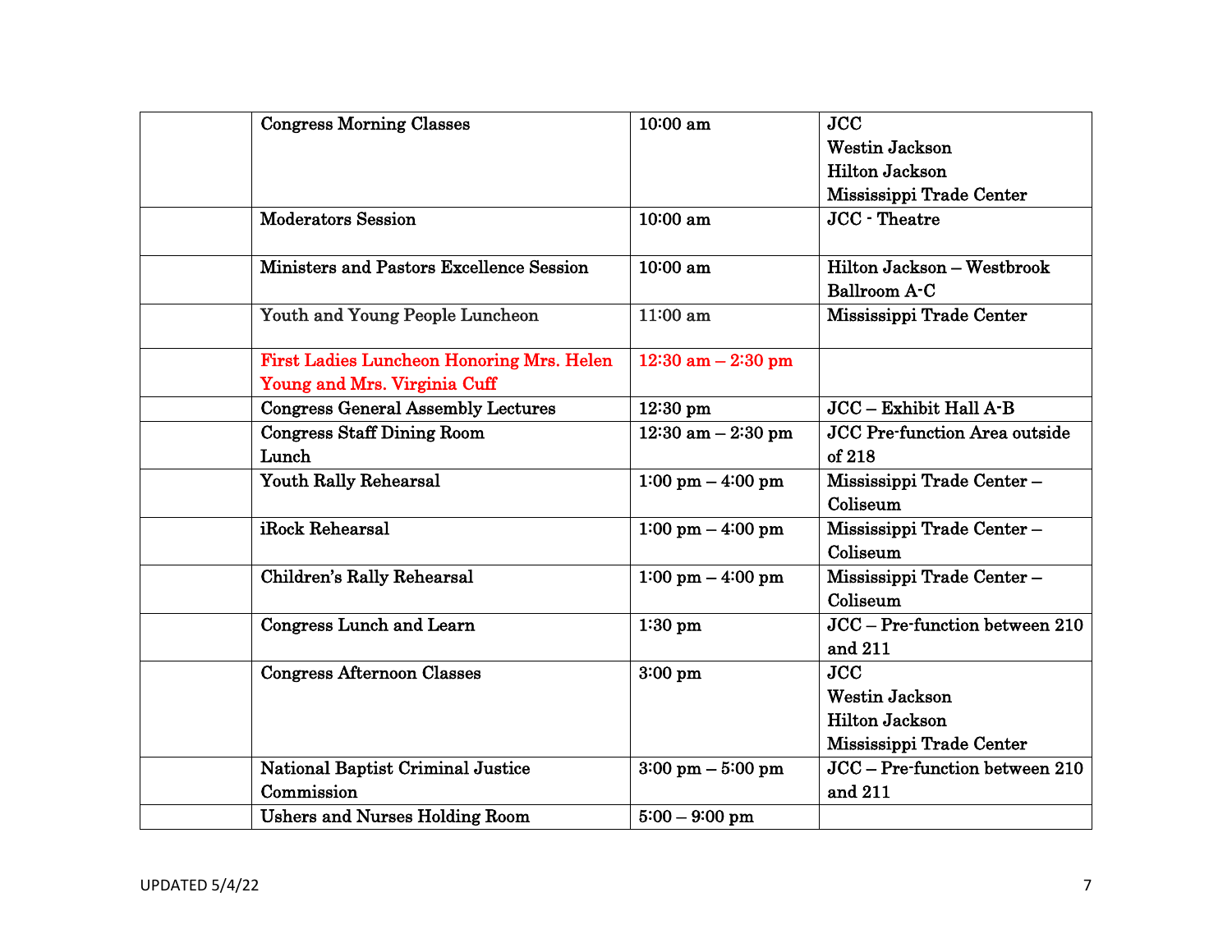| | | | |
|---|---|---|---|
| | Congress Morning Classes | 10:00 am | JCC<br>Westin Jackson<br>Hilton Jackson<br>Mississippi Trade Center |
| | Moderators Session | 10:00 am | JCC - Theatre |
| | Ministers and Pastors Excellence Session | 10:00 am | Hilton Jackson – Westbrook Ballroom A-C |
| | Youth and Young People Luncheon | 11:00 am | Mississippi Trade Center |
| | First Ladies Luncheon Honoring Mrs. Helen Young and Mrs. Virginia Cuff | 12:30 am – 2:30 pm | |
| | Congress General Assembly Lectures | 12:30 pm | JCC – Exhibit Hall A-B |
| | Congress Staff Dining Room Lunch | 12:30 am – 2:30 pm | JCC Pre-function Area outside of 218 |
| | Youth Rally Rehearsal | 1:00 pm – 4:00 pm | Mississippi Trade Center – Coliseum |
| | iRock Rehearsal | 1:00 pm – 4:00 pm | Mississippi Trade Center – Coliseum |
| | Children's Rally Rehearsal | 1:00 pm – 4:00 pm | Mississippi Trade Center – Coliseum |
| | Congress Lunch and Learn | 1:30 pm | JCC – Pre-function between 210 and 211 |
| | Congress Afternoon Classes | 3:00 pm | JCC<br>Westin Jackson<br>Hilton Jackson<br>Mississippi Trade Center |
| | National Baptist Criminal Justice Commission | 3:00 pm – 5:00 pm | JCC – Pre-function between 210 and 211 |
| | Ushers and Nurses Holding Room | 5:00 – 9:00 pm | |

UPDATED 5/4/22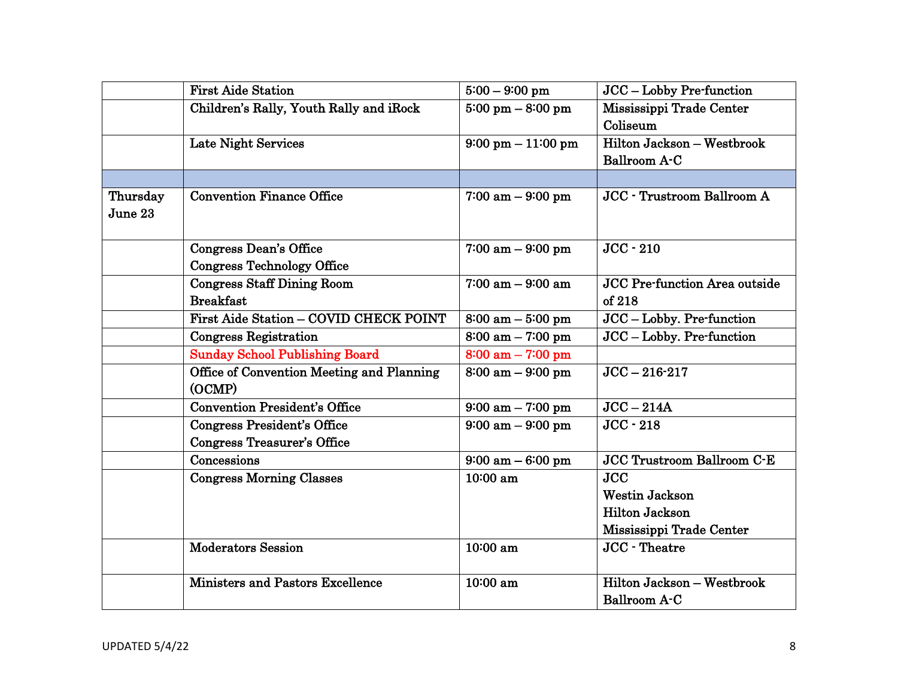| | | | |
|---|---|---|---|
| | First Aide Station | 5:00 – 9:00 pm | JCC – Lobby Pre-function |
| | Children's Rally, Youth Rally and iRock | 5:00 pm – 8:00 pm | Mississippi Trade Center Coliseum |
| | Late Night Services | 9:00 pm – 11:00 pm | Hilton Jackson – Westbrook Ballroom A-C |
| | | | |
| Thursday June 23 | Convention Finance Office | 7:00 am – 9:00 pm | JCC - Trustroom Ballroom A |
| | Congress Dean's Office<br>Congress Technology Office | 7:00 am – 9:00 pm | JCC - 210 |
| | Congress Staff Dining Room<br>Breakfast | 7:00 am – 9:00 am | JCC Pre-function Area outside of 218 |
| | First Aide Station – COVID CHECK POINT | 8:00 am – 5:00 pm | JCC – Lobby. Pre-function |
| | Congress Registration | 8:00 am – 7:00 pm | JCC – Lobby. Pre-function |
| | Sunday School Publishing Board | 8:00 am – 7:00 pm | |
| | Office of Convention Meeting and Planning (OCMP) | 8:00 am – 9:00 pm | JCC – 216-217 |
| | Convention President's Office | 9:00 am – 7:00 pm | JCC – 214A |
| | Congress President's Office<br>Congress Treasurer's Office | 9:00 am – 9:00 pm | JCC - 218 |
| | Concessions | 9:00 am – 6:00 pm | JCC Trustroom Ballroom C-E |
| | Congress Morning Classes | 10:00 am | JCC<br>Westin Jackson<br>Hilton Jackson<br>Mississippi Trade Center |
| | Moderators Session | 10:00 am | JCC - Theatre |
| | Ministers and Pastors Excellence | 10:00 am | Hilton Jackson – Westbrook Ballroom A-C |

UPDATED 5/4/22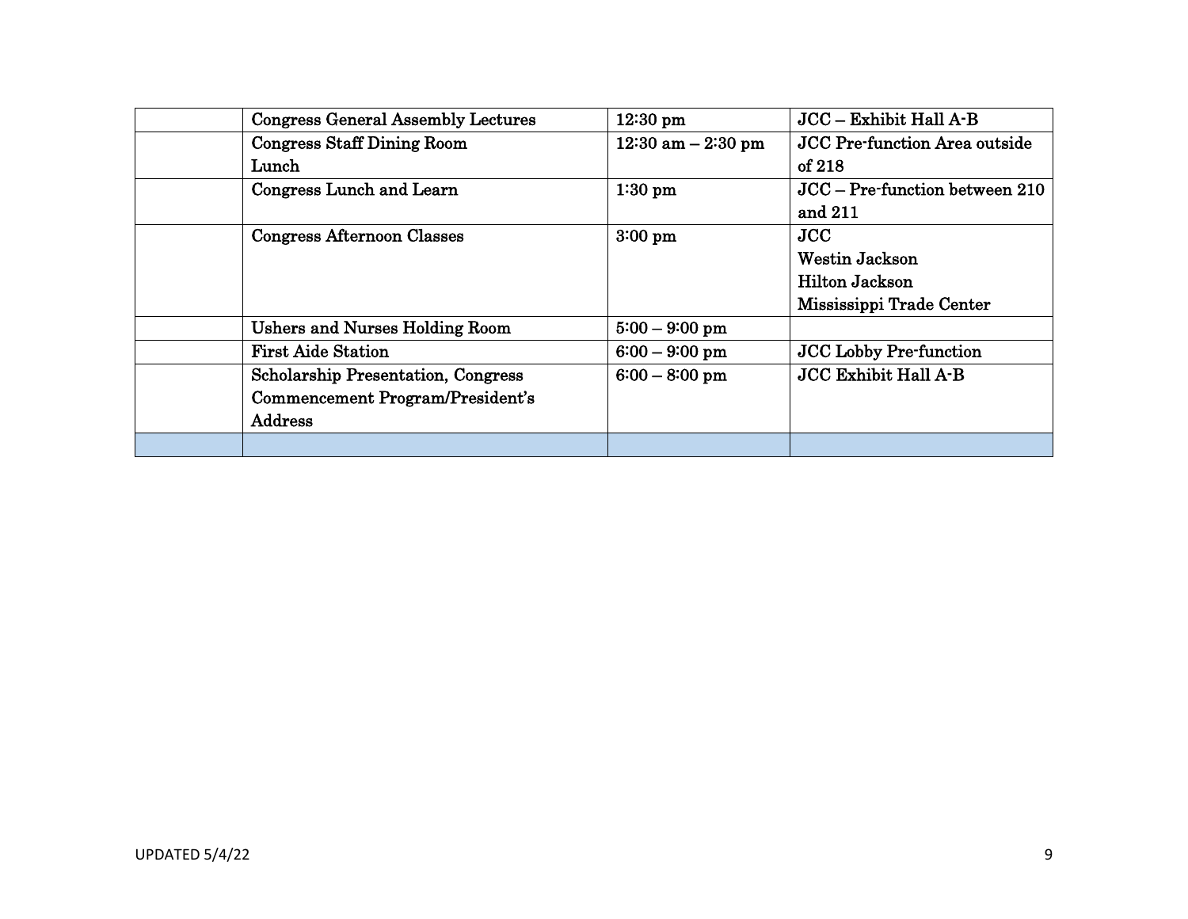| | | | |
|---|---|---|---|
| | Congress General Assembly Lectures | 12:30 pm | JCC – Exhibit Hall A-B |
| | Congress Staff Dining Room Lunch | 12:30 am – 2:30 pm | JCC Pre-function Area outside of 218 |
| | Congress Lunch and Learn | 1:30 pm | JCC – Pre-function between 210 and 211 |
| | Congress Afternoon Classes | 3:00 pm | JCC<br>Westin Jackson<br>Hilton Jackson<br>Mississippi Trade Center |
| | Ushers and Nurses Holding Room | 5:00 – 9:00 pm | |
| | First Aide Station | 6:00 – 9:00 pm | JCC Lobby Pre-function |
| | Scholarship Presentation, Congress Commencement Program/President's Address | 6:00 – 8:00 pm | JCC Exhibit Hall A-B |
| | | | |

UPDATED 5/4/22